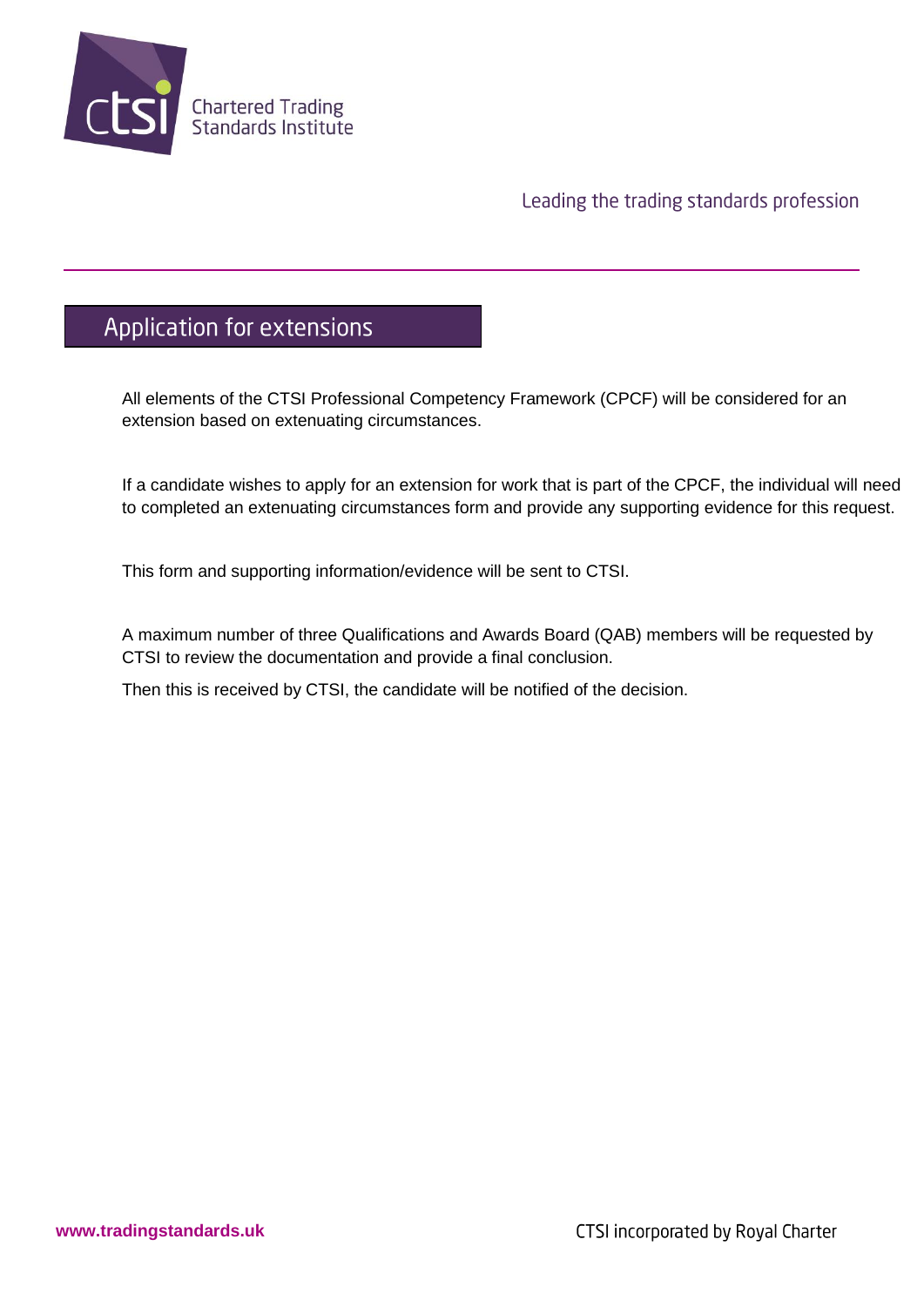Chartered Trading Standards Institute

Leading the trading standards profession

# Application for extensions

All elements of the CTSI Professional Competency Framework (CPCF) will be considered for an extension based on extenuating circumstances.

If a candidate wishes to apply for an extension for work that is part of the CPCF, the individual will need to completed an extenuating circumstances form and provide any supporting evidence for this request.

This form and supporting information/evidence will be sent to CTSI.

A maximum number of three Qualifications and Awards Board (QAB) members will be requested by CTSI to review the documentation and provide a final conclusion.

Then this is received by CTSI, the candidate will be notified of the decision.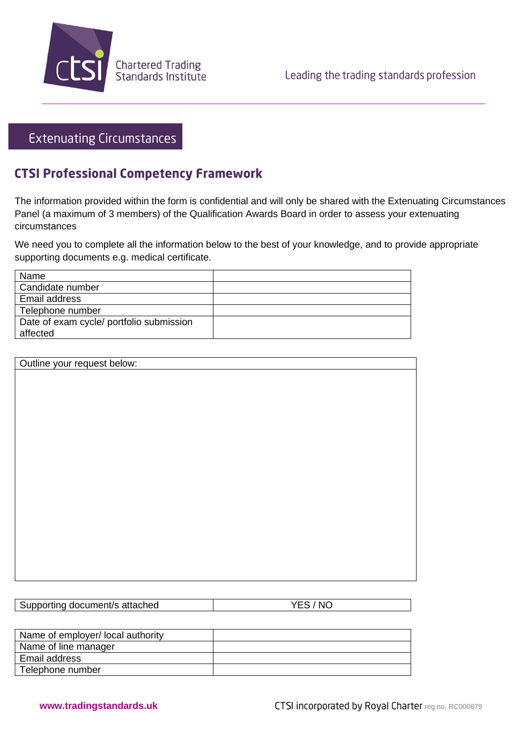Chartered Trading Standards Institute

Leading the trading standards profession

## Extenuating Circumstances

# CTSI Professional Competency Framework

The information provided within the form is confidential and will only be shared with the Extenuating Circumstances Panel (a maximum of 3 members) of the Qualification Awards Board in order to assess your extenuating circumstances

We need you to complete all the information below to the best of your knowledge, and to provide appropriate supporting documents e.g. medical certificate.

| Name | |
|---|---|
| Candidate number | |
| Email address | |
| Telephone number | |
| Date of exam cycle/ portfolio submission affected | |

| Outline your request below: |
|---|
| |

| Supporting document/s attached | YES / NO |
|---|---|

| Name of employer/ local authority | |
|---|---|
| Name of line manager | |
| Email address | |
| Telephone number | |

**www.tradingstandards.uk**

CTSI incorporated by Royal Charter reg.no. RC000879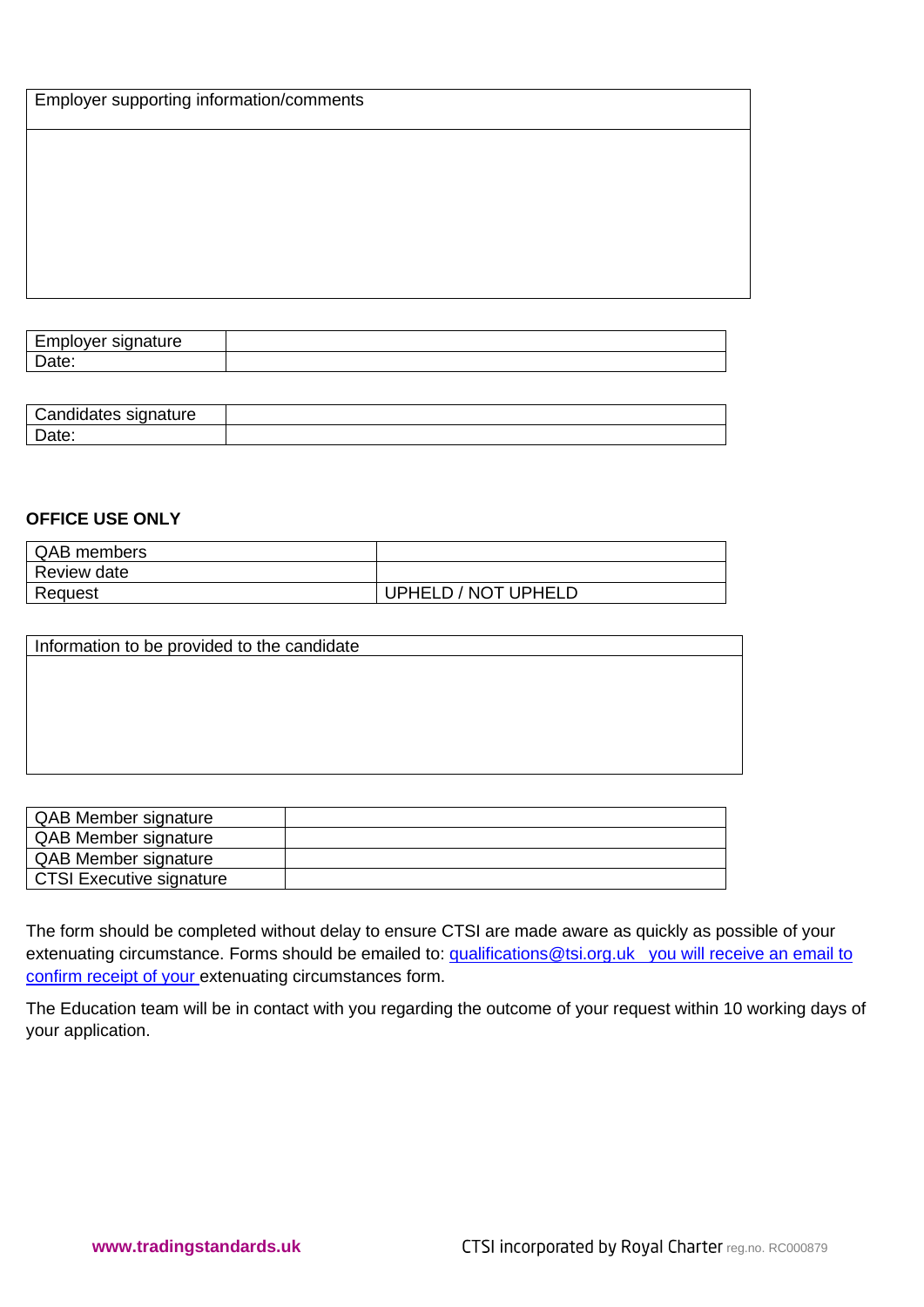| Employer supporting information/comments |
| --- |
| |

| | |
| --- | --- |
| Employer signature | |
| Date: | |

| | |
| --- | --- |
| Candidates signature | |
| Date: | |

**OFFICE USE ONLY**

| | |
| --- | --- |
| QAB members | |
| Review date | |
| Request | UPHELD / NOT UPHELD |

| Information to be provided to the candidate |
| --- |
| |

| | |
| --- | --- |
| QAB Member signature | |
| QAB Member signature | |
| QAB Member signature | |
| CTSI Executive signature | |

The form should be completed without delay to ensure CTSI are made aware as quickly as possible of your extenuating circumstance. Forms should be emailed to: qualifications@tsi.org.uk you will receive an email to confirm receipt of your extenuating circumstances form.

The Education team will be in contact with you regarding the outcome of your request within 10 working days of your application.